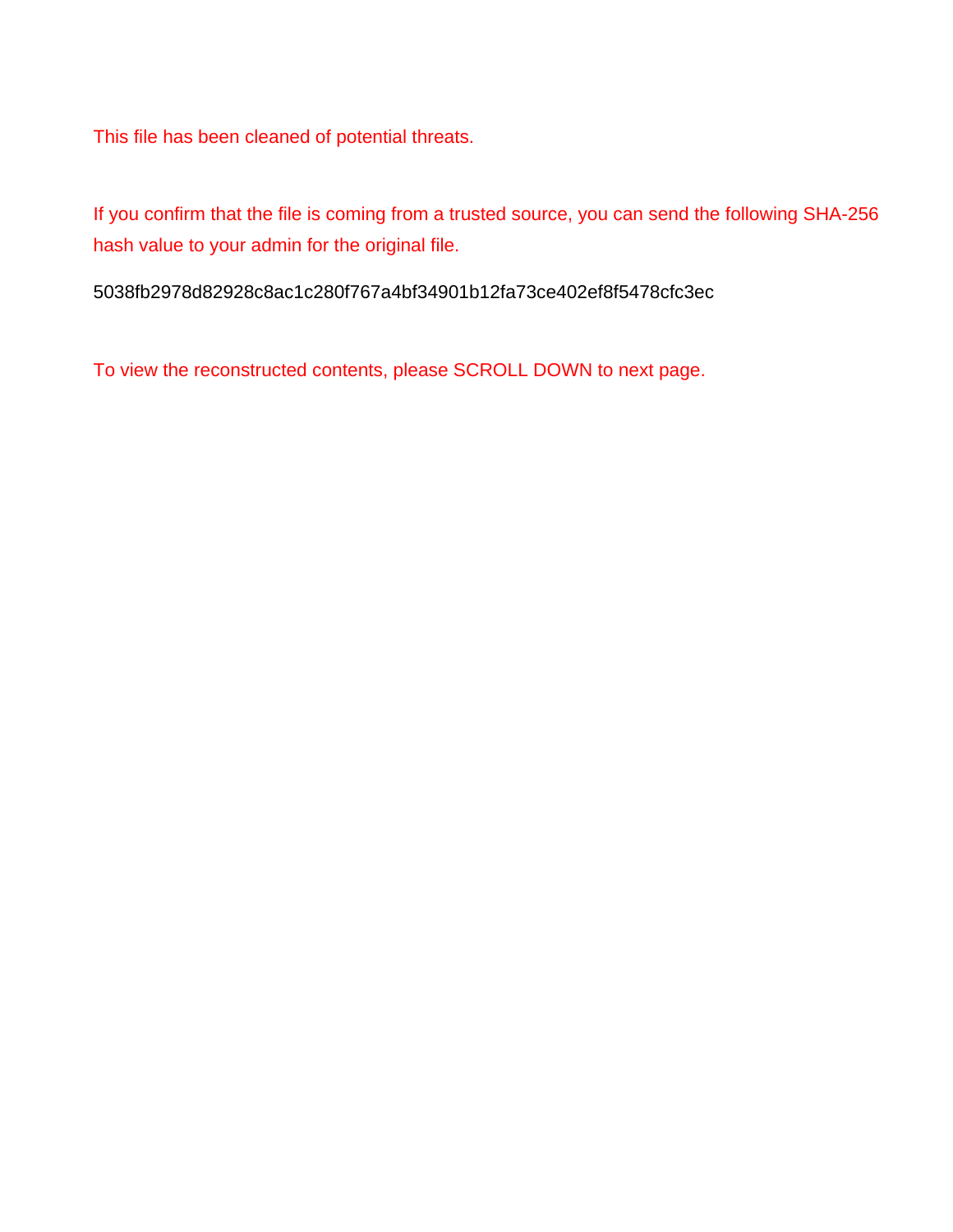This file has been cleaned of potential threats.

If you confirm that the file is coming from a trusted source, you can send the following SHA-256 hash value to your admin for the original file.

5038fb2978d82928c8ac1c280f767a4bf34901b12fa73ce402ef8f5478cfc3ec

To view the reconstructed contents, please SCROLL DOWN to next page.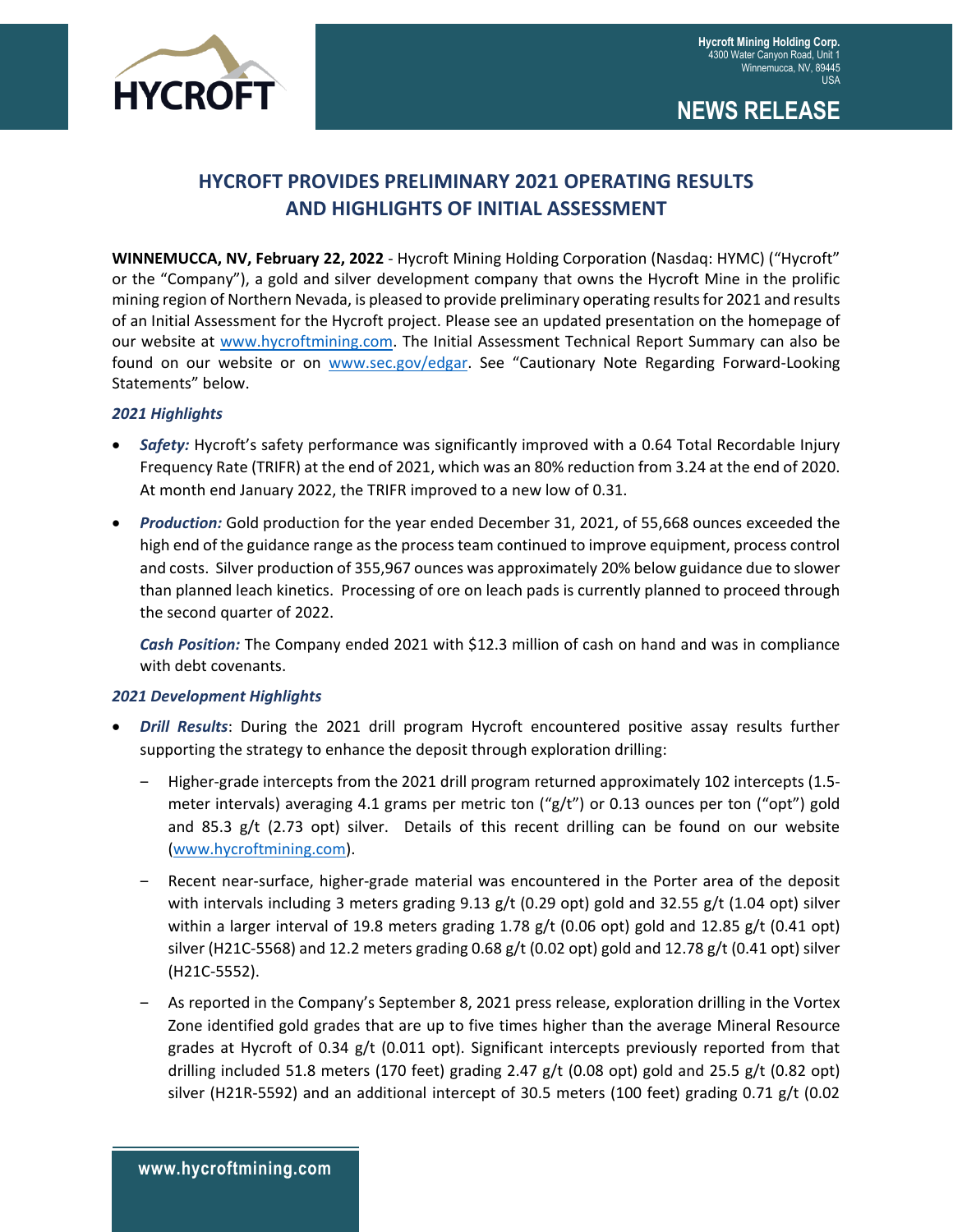# HYCROFT PROVIDES PRELIMINARY 2021 OPERATING RESULTS AND HIGHLIGHTS OF INITIAL ASSESSMENT

**WINNEMUCCA, NV, February 22, 2022** - Hycroft Mining Holding Corporation (Nasdaq: HYMC) ("Hycroft" or the "Company"), a gold and silver development company that owns the Hycroft Mine in the prolific mining region of Northern Nevada, is pleased to provide preliminary operating results for 2021 and results of an Initial Assessment for the Hycroft project. Please see an updated presentation on the homepage of our website at www.hycroftmining.com. The Initial Assessment Technical Report Summary can also be found on our website or on www.sec.gov/edgar. See "Cautionary Note Regarding Forward-Looking Statements" below.

***2021 Highlights***

- ***Safety:*** Hycroft's safety performance was significantly improved with a 0.64 Total Recordable Injury Frequency Rate (TRIFR) at the end of 2021, which was an 80% reduction from 3.24 at the end of 2020. At month end January 2022, the TRIFR improved to a new low of 0.31.
- ***Production:*** Gold production for the year ended December 31, 2021, of 55,668 ounces exceeded the high end of the guidance range as the process team continued to improve equipment, process control and costs. Silver production of 355,967 ounces was approximately 20% below guidance due to slower than planned leach kinetics. Processing of ore on leach pads is currently planned to proceed through the second quarter of 2022.

  ***Cash Position:*** The Company ended 2021 with $12.3 million of cash on hand and was in compliance with debt covenants.

***2021 Development Highlights***

- ***Drill Results***: During the 2021 drill program Hycroft encountered positive assay results further supporting the strategy to enhance the deposit through exploration drilling:
  - Higher-grade intercepts from the 2021 drill program returned approximately 102 intercepts (1.5-meter intervals) averaging 4.1 grams per metric ton ("g/t") or 0.13 ounces per ton ("opt") gold and 85.3 g/t (2.73 opt) silver. Details of this recent drilling can be found on our website (www.hycroftmining.com).
  - Recent near-surface, higher-grade material was encountered in the Porter area of the deposit with intervals including 3 meters grading 9.13 g/t (0.29 opt) gold and 32.55 g/t (1.04 opt) silver within a larger interval of 19.8 meters grading 1.78 g/t (0.06 opt) gold and 12.85 g/t (0.41 opt) silver (H21C-5568) and 12.2 meters grading 0.68 g/t (0.02 opt) gold and 12.78 g/t (0.41 opt) silver (H21C-5552).
  - As reported in the Company's September 8, 2021 press release, exploration drilling in the Vortex Zone identified gold grades that are up to five times higher than the average Mineral Resource grades at Hycroft of 0.34 g/t (0.011 opt). Significant intercepts previously reported from that drilling included 51.8 meters (170 feet) grading 2.47 g/t (0.08 opt) gold and 25.5 g/t (0.82 opt) silver (H21R-5592) and an additional intercept of 30.5 meters (100 feet) grading 0.71 g/t (0.02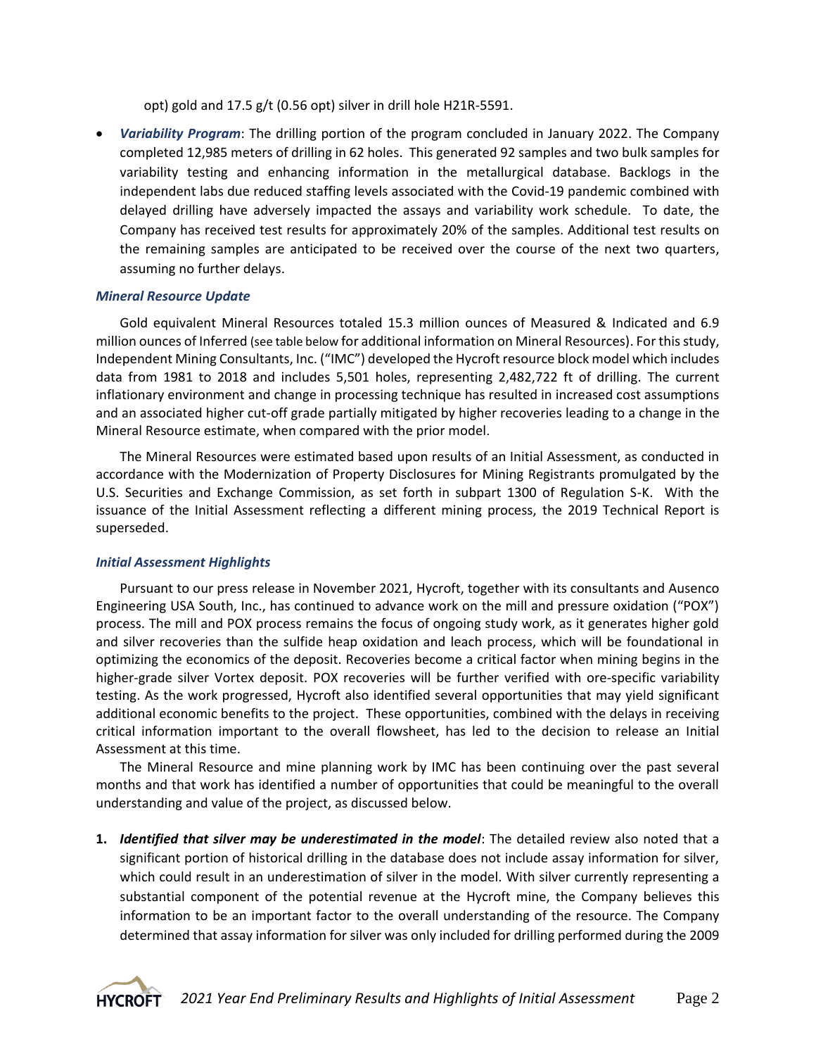opt) gold and 17.5 g/t (0.56 opt) silver in drill hole H21R-5591.

- ***Variability Program***: The drilling portion of the program concluded in January 2022. The Company completed 12,985 meters of drilling in 62 holes. This generated 92 samples and two bulk samples for variability testing and enhancing information in the metallurgical database. Backlogs in the independent labs due reduced staffing levels associated with the Covid-19 pandemic combined with delayed drilling have adversely impacted the assays and variability work schedule. To date, the Company has received test results for approximately 20% of the samples. Additional test results on the remaining samples are anticipated to be received over the course of the next two quarters, assuming no further delays.

### *Mineral Resource Update*

Gold equivalent Mineral Resources totaled 15.3 million ounces of Measured & Indicated and 6.9 million ounces of Inferred (see table below for additional information on Mineral Resources). For this study, Independent Mining Consultants, Inc. ("IMC") developed the Hycroft resource block model which includes data from 1981 to 2018 and includes 5,501 holes, representing 2,482,722 ft of drilling. The current inflationary environment and change in processing technique has resulted in increased cost assumptions and an associated higher cut-off grade partially mitigated by higher recoveries leading to a change in the Mineral Resource estimate, when compared with the prior model.

The Mineral Resources were estimated based upon results of an Initial Assessment, as conducted in accordance with the Modernization of Property Disclosures for Mining Registrants promulgated by the U.S. Securities and Exchange Commission, as set forth in subpart 1300 of Regulation S-K. With the issuance of the Initial Assessment reflecting a different mining process, the 2019 Technical Report is superseded.

### *Initial Assessment Highlights*

Pursuant to our press release in November 2021, Hycroft, together with its consultants and Ausenco Engineering USA South, Inc., has continued to advance work on the mill and pressure oxidation ("POX") process. The mill and POX process remains the focus of ongoing study work, as it generates higher gold and silver recoveries than the sulfide heap oxidation and leach process, which will be foundational in optimizing the economics of the deposit. Recoveries become a critical factor when mining begins in the higher-grade silver Vortex deposit. POX recoveries will be further verified with ore-specific variability testing. As the work progressed, Hycroft also identified several opportunities that may yield significant additional economic benefits to the project. These opportunities, combined with the delays in receiving critical information important to the overall flowsheet, has led to the decision to release an Initial Assessment at this time.

The Mineral Resource and mine planning work by IMC has been continuing over the past several months and that work has identified a number of opportunities that could be meaningful to the overall understanding and value of the project, as discussed below.

1. ***Identified that silver may be underestimated in the model***: The detailed review also noted that a significant portion of historical drilling in the database does not include assay information for silver, which could result in an underestimation of silver in the model. With silver currently representing a substantial component of the potential revenue at the Hycroft mine, the Company believes this information to be an important factor to the overall understanding of the resource. The Company determined that assay information for silver was only included for drilling performed during the 2009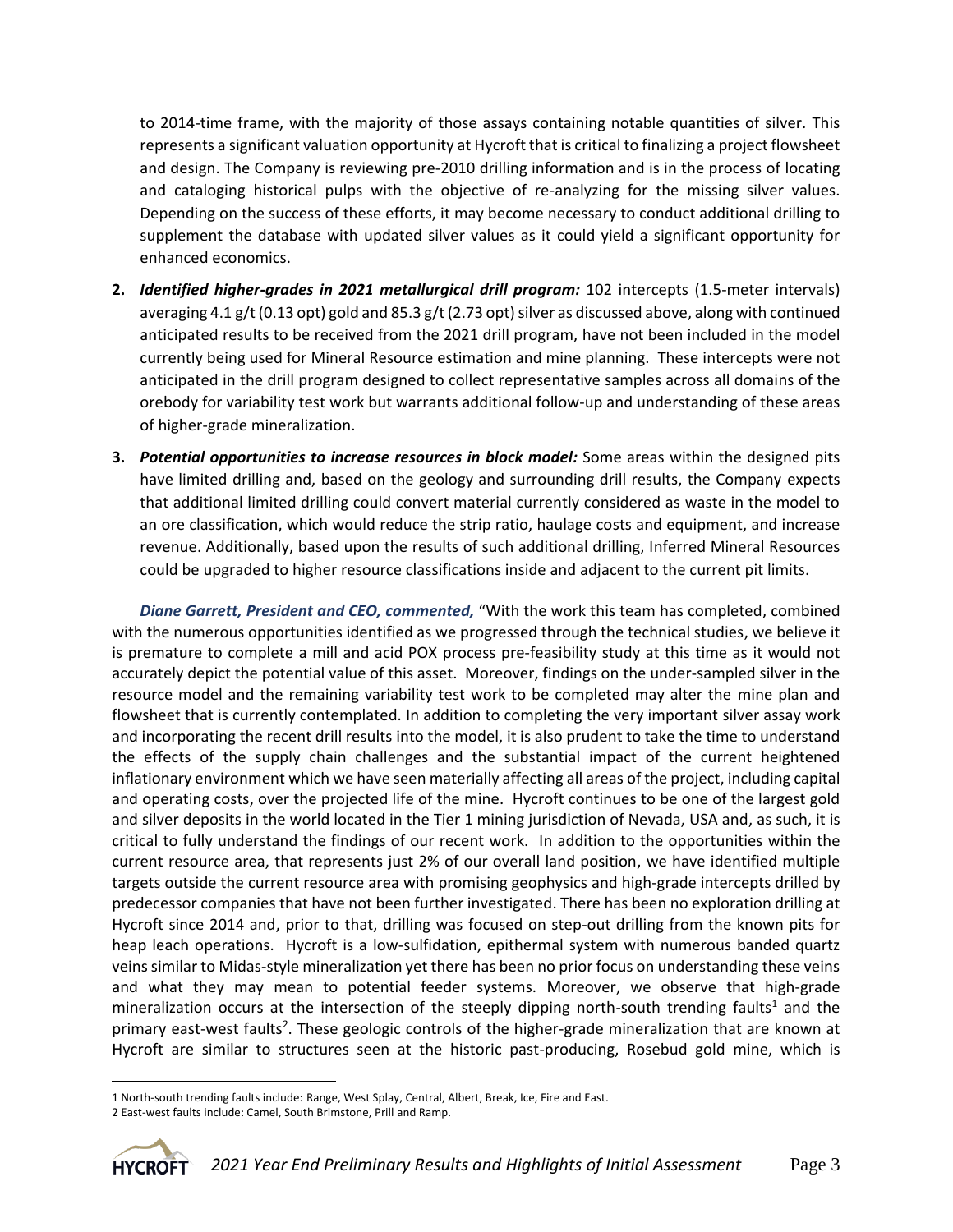to 2014-time frame, with the majority of those assays containing notable quantities of silver. This represents a significant valuation opportunity at Hycroft that is critical to finalizing a project flowsheet and design. The Company is reviewing pre-2010 drilling information and is in the process of locating and cataloging historical pulps with the objective of re-analyzing for the missing silver values. Depending on the success of these efforts, it may become necessary to conduct additional drilling to supplement the database with updated silver values as it could yield a significant opportunity for enhanced economics.

2. ***Identified higher-grades in 2021 metallurgical drill program:*** 102 intercepts (1.5-meter intervals) averaging 4.1 g/t (0.13 opt) gold and 85.3 g/t (2.73 opt) silver as discussed above, along with continued anticipated results to be received from the 2021 drill program, have not been included in the model currently being used for Mineral Resource estimation and mine planning. These intercepts were not anticipated in the drill program designed to collect representative samples across all domains of the orebody for variability test work but warrants additional follow-up and understanding of these areas of higher-grade mineralization.

3. ***Potential opportunities to increase resources in block model:*** Some areas within the designed pits have limited drilling and, based on the geology and surrounding drill results, the Company expects that additional limited drilling could convert material currently considered as waste in the model to an ore classification, which would reduce the strip ratio, haulage costs and equipment, and increase revenue. Additionally, based upon the results of such additional drilling, Inferred Mineral Resources could be upgraded to higher resource classifications inside and adjacent to the current pit limits.

***Diane Garrett, President and CEO, commented,*** "With the work this team has completed, combined with the numerous opportunities identified as we progressed through the technical studies, we believe it is premature to complete a mill and acid POX process pre-feasibility study at this time as it would not accurately depict the potential value of this asset. Moreover, findings on the under-sampled silver in the resource model and the remaining variability test work to be completed may alter the mine plan and flowsheet that is currently contemplated. In addition to completing the very important silver assay work and incorporating the recent drill results into the model, it is also prudent to take the time to understand the effects of the supply chain challenges and the substantial impact of the current heightened inflationary environment which we have seen materially affecting all areas of the project, including capital and operating costs, over the projected life of the mine. Hycroft continues to be one of the largest gold and silver deposits in the world located in the Tier 1 mining jurisdiction of Nevada, USA and, as such, it is critical to fully understand the findings of our recent work. In addition to the opportunities within the current resource area, that represents just 2% of our overall land position, we have identified multiple targets outside the current resource area with promising geophysics and high-grade intercepts drilled by predecessor companies that have not been further investigated. There has been no exploration drilling at Hycroft since 2014 and, prior to that, drilling was focused on step-out drilling from the known pits for heap leach operations. Hycroft is a low-sulfidation, epithermal system with numerous banded quartz veins similar to Midas-style mineralization yet there has been no prior focus on understanding these veins and what they may mean to potential feeder systems. Moreover, we observe that high-grade mineralization occurs at the intersection of the steeply dipping north-south trending faults[1] and the primary east-west faults[2]. These geologic controls of the higher-grade mineralization that are known at Hycroft are similar to structures seen at the historic past-producing, Rosebud gold mine, which is

1 North-south trending faults include: Range, West Splay, Central, Albert, Break, Ice, Fire and East.

2 East-west faults include: Camel, South Brimstone, Prill and Ramp.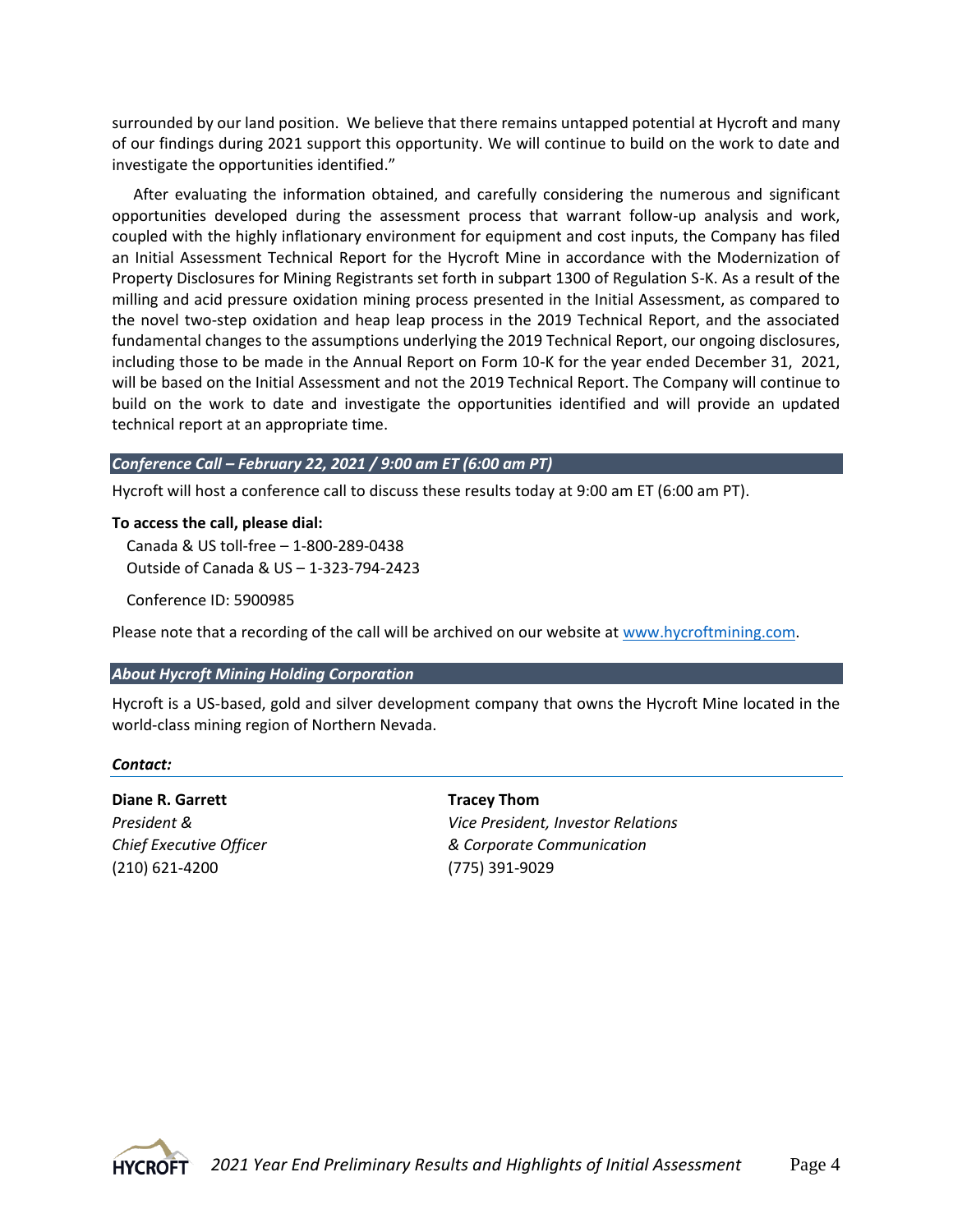surrounded by our land position. We believe that there remains untapped potential at Hycroft and many of our findings during 2021 support this opportunity. We will continue to build on the work to date and investigate the opportunities identified."

After evaluating the information obtained, and carefully considering the numerous and significant opportunities developed during the assessment process that warrant follow-up analysis and work, coupled with the highly inflationary environment for equipment and cost inputs, the Company has filed an Initial Assessment Technical Report for the Hycroft Mine in accordance with the Modernization of Property Disclosures for Mining Registrants set forth in subpart 1300 of Regulation S-K. As a result of the milling and acid pressure oxidation mining process presented in the Initial Assessment, as compared to the novel two-step oxidation and heap leap process in the 2019 Technical Report, and the associated fundamental changes to the assumptions underlying the 2019 Technical Report, our ongoing disclosures, including those to be made in the Annual Report on Form 10-K for the year ended December 31, 2021, will be based on the Initial Assessment and not the 2019 Technical Report. The Company will continue to build on the work to date and investigate the opportunities identified and will provide an updated technical report at an appropriate time.

## *Conference Call – February 22, 2021 / 9:00 am ET (6:00 am PT)*

Hycroft will host a conference call to discuss these results today at 9:00 am ET (6:00 am PT).

**To access the call, please dial:**

Canada & US toll-free – 1-800-289-0438
Outside of Canada & US – 1-323-794-2423

Conference ID: 5900985

Please note that a recording of the call will be archived on our website at www.hycroftmining.com.

## *About Hycroft Mining Holding Corporation*

Hycroft is a US-based, gold and silver development company that owns the Hycroft Mine located in the world-class mining region of Northern Nevada.

***Contact:***

**Diane R. Garrett**
*President &*
*Chief Executive Officer*
(210) 621-4200

**Tracey Thom**
*Vice President, Investor Relations*
*& Corporate Communication*
(775) 391-9029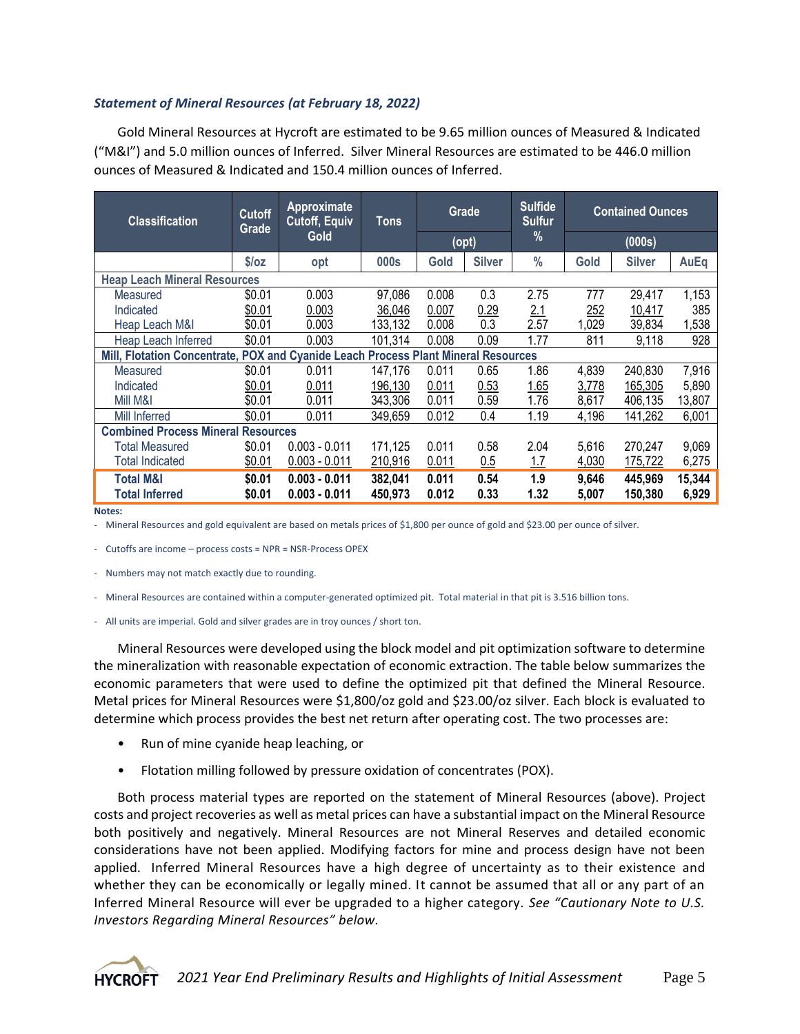### *Statement of Mineral Resources (at February 18, 2022)*

Gold Mineral Resources at Hycroft are estimated to be 9.65 million ounces of Measured & Indicated ("M&I") and 5.0 million ounces of Inferred. Silver Mineral Resources are estimated to be 446.0 million ounces of Measured & Indicated and 150.4 million ounces of Inferred.

| Classification | Cutoff Grade | Approximate Cutoff, Equiv Gold | Tons | Grade (opt) | | Sulfide Sulfur % | Contained Ounces (000s) | | |
|---|---|---|---|---|---|---|---|---|---|
| | $/oz | opt | 000s | Gold | Silver | % | Gold | Silver | AuEq |
| **Heap Leach Mineral Resources** | | | | | | | | | |
| Measured | $0.01 | 0.003 | 97,086 | 0.008 | 0.3 | 2.75 | 777 | 29,417 | 1,153 |
| Indicated | $0.01 | 0.003 | 36,046 | 0.007 | 0.29 | 2.1 | 252 | 10,417 | 385 |
| Heap Leach M&I | $0.01 | 0.003 | 133,132 | 0.008 | 0.3 | 2.57 | 1,029 | 39,834 | 1,538 |
| Heap Leach Inferred | $0.01 | 0.003 | 101,314 | 0.008 | 0.09 | 1.77 | 811 | 9,118 | 928 |
| **Mill, Flotation Concentrate, POX and Cyanide Leach Process Plant Mineral Resources** | | | | | | | | | |
| Measured | $0.01 | 0.011 | 147,176 | 0.011 | 0.65 | 1.86 | 4,839 | 240,830 | 7,916 |
| Indicated | $0.01 | 0.011 | 196,130 | 0.011 | 0.53 | 1.65 | 3,778 | 165,305 | 5,890 |
| Mill M&I | $0.01 | 0.011 | 343,306 | 0.011 | 0.59 | 1.76 | 8,617 | 406,135 | 13,807 |
| Mill Inferred | $0.01 | 0.011 | 349,659 | 0.012 | 0.4 | 1.19 | 4,196 | 141,262 | 6,001 |
| **Combined Process Mineral Resources** | | | | | | | | | |
| Total Measured | $0.01 | 0.003 - 0.011 | 171,125 | 0.011 | 0.58 | 2.04 | 5,616 | 270,247 | 9,069 |
| Total Indicated | $0.01 | 0.003 - 0.011 | 210,916 | 0.011 | 0.5 | 1.7 | 4,030 | 175,722 | 6,275 |
| **Total M&I** | **$0.01** | **0.003 - 0.011** | **382,041** | **0.011** | **0.54** | **1.9** | **9,646** | **445,969** | **15,344** |
| **Total Inferred** | **$0.01** | **0.003 - 0.011** | **450,973** | **0.012** | **0.33** | **1.32** | **5,007** | **150,380** | **6,929** |

**Notes:**

- Mineral Resources and gold equivalent are based on metals prices of $1,800 per ounce of gold and $23.00 per ounce of silver.
- Cutoffs are income – process costs = NPR = NSR-Process OPEX
- Numbers may not match exactly due to rounding.
- Mineral Resources are contained within a computer-generated optimized pit. Total material in that pit is 3.516 billion tons.
- All units are imperial. Gold and silver grades are in troy ounces / short ton.

Mineral Resources were developed using the block model and pit optimization software to determine the mineralization with reasonable expectation of economic extraction. The table below summarizes the economic parameters that were used to define the optimized pit that defined the Mineral Resource. Metal prices for Mineral Resources were $1,800/oz gold and $23.00/oz silver. Each block is evaluated to determine which process provides the best net return after operating cost. The two processes are:

- Run of mine cyanide heap leaching, or
- Flotation milling followed by pressure oxidation of concentrates (POX).

Both process material types are reported on the statement of Mineral Resources (above). Project costs and project recoveries as well as metal prices can have a substantial impact on the Mineral Resource both positively and negatively. Mineral Resources are not Mineral Reserves and detailed economic considerations have not been applied. Modifying factors for mine and process design have not been applied. Inferred Mineral Resources have a high degree of uncertainty as to their existence and whether they can be economically or legally mined. It cannot be assumed that all or any part of an Inferred Mineral Resource will ever be upgraded to a higher category. *See "Cautionary Note to U.S. Investors Regarding Mineral Resources" below.*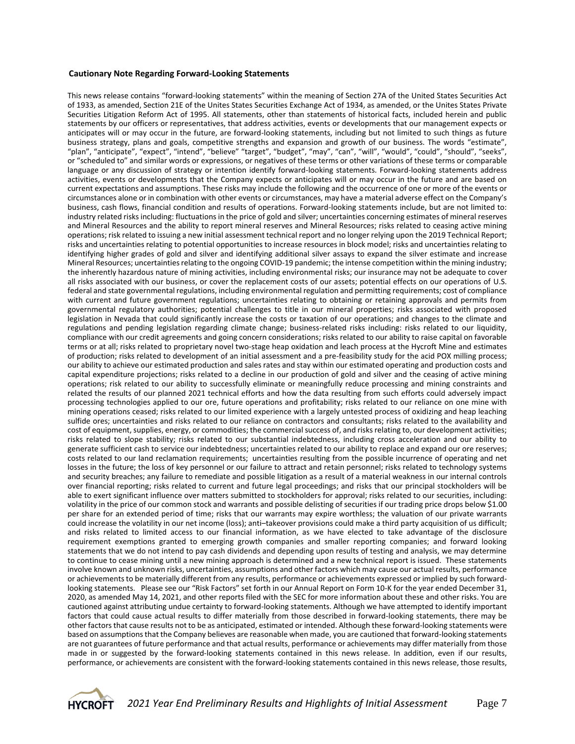**Cautionary Note Regarding Forward-Looking Statements**

This news release contains "forward-looking statements" within the meaning of Section 27A of the United States Securities Act of 1933, as amended, Section 21E of the Unites States Securities Exchange Act of 1934, as amended, or the Unites States Private Securities Litigation Reform Act of 1995. All statements, other than statements of historical facts, included herein and public statements by our officers or representatives, that address activities, events or developments that our management expects or anticipates will or may occur in the future, are forward-looking statements, including but not limited to such things as future business strategy, plans and goals, competitive strengths and expansion and growth of our business. The words "estimate", "plan", "anticipate", "expect", "intend", "believe" "target", "budget", "may", "can", "will", "would", "could", "should", "seeks", or "scheduled to" and similar words or expressions, or negatives of these terms or other variations of these terms or comparable language or any discussion of strategy or intention identify forward-looking statements. Forward-looking statements address activities, events or developments that the Company expects or anticipates will or may occur in the future and are based on current expectations and assumptions. These risks may include the following and the occurrence of one or more of the events or circumstances alone or in combination with other events or circumstances, may have a material adverse effect on the Company's business, cash flows, financial condition and results of operations. Forward-looking statements include, but are not limited to: industry related risks including: fluctuations in the price of gold and silver; uncertainties concerning estimates of mineral reserves and Mineral Resources and the ability to report mineral reserves and Mineral Resources; risks related to ceasing active mining operations; risk related to issuing a new initial assessment technical report and no longer relying upon the 2019 Technical Report; risks and uncertainties relating to potential opportunities to increase resources in block model; risks and uncertainties relating to identifying higher grades of gold and silver and identifying additional silver assays to expand the silver estimate and increase Mineral Resources; uncertainties relating to the ongoing COVID-19 pandemic; the intense competition within the mining industry; the inherently hazardous nature of mining activities, including environmental risks; our insurance may not be adequate to cover all risks associated with our business, or cover the replacement costs of our assets; potential effects on our operations of U.S. federal and state governmental regulations, including environmental regulation and permitting requirements; cost of compliance with current and future government regulations; uncertainties relating to obtaining or retaining approvals and permits from governmental regulatory authorities; potential challenges to title in our mineral properties; risks associated with proposed legislation in Nevada that could significantly increase the costs or taxation of our operations; and changes to the climate and regulations and pending legislation regarding climate change; business-related risks including: risks related to our liquidity, compliance with our credit agreements and going concern considerations; risks related to our ability to raise capital on favorable terms or at all; risks related to proprietary novel two-stage heap oxidation and leach process at the Hycroft Mine and estimates of production; risks related to development of an initial assessment and a pre-feasibility study for the acid POX milling process; our ability to achieve our estimated production and sales rates and stay within our estimated operating and production costs and capital expenditure projections; risks related to a decline in our production of gold and silver and the ceasing of active mining operations; risk related to our ability to successfully eliminate or meaningfully reduce processing and mining constraints and related the results of our planned 2021 technical efforts and how the data resulting from such efforts could adversely impact processing technologies applied to our ore, future operations and profitability; risks related to our reliance on one mine with mining operations ceased; risks related to our limited experience with a largely untested process of oxidizing and heap leaching sulfide ores; uncertainties and risks related to our reliance on contractors and consultants; risks related to the availability and cost of equipment, supplies, energy, or commodities; the commercial success of, and risks relating to, our development activities; risks related to slope stability; risks related to our substantial indebtedness, including cross acceleration and our ability to generate sufficient cash to service our indebtedness; uncertainties related to our ability to replace and expand our ore reserves; costs related to our land reclamation requirements; uncertainties resulting from the possible incurrence of operating and net losses in the future; the loss of key personnel or our failure to attract and retain personnel; risks related to technology systems and security breaches; any failure to remediate and possible litigation as a result of a material weakness in our internal controls over financial reporting; risks related to current and future legal proceedings; and risks that our principal stockholders will be able to exert significant influence over matters submitted to stockholders for approval; risks related to our securities, including: volatility in the price of our common stock and warrants and possible delisting of securities if our trading price drops below $1.00 per share for an extended period of time; risks that our warrants may expire worthless; the valuation of our private warrants could increase the volatility in our net income (loss); anti–takeover provisions could make a third party acquisition of us difficult; and risks related to limited access to our financial information, as we have elected to take advantage of the disclosure requirement exemptions granted to emerging growth companies and smaller reporting companies; and forward looking statements that we do not intend to pay cash dividends and depending upon results of testing and analysis, we may determine to continue to cease mining until a new mining approach is determined and a new technical report is issued. These statements involve known and unknown risks, uncertainties, assumptions and other factors which may cause our actual results, performance or achievements to be materially different from any results, performance or achievements expressed or implied by such forward-looking statements. Please see our "Risk Factors" set forth in our Annual Report on Form 10-K for the year ended December 31, 2020, as amended May 14, 2021, and other reports filed with the SEC for more information about these and other risks. You are cautioned against attributing undue certainty to forward-looking statements. Although we have attempted to identify important factors that could cause actual results to differ materially from those described in forward-looking statements, there may be other factors that cause results not to be as anticipated, estimated or intended. Although these forward-looking statements were based on assumptions that the Company believes are reasonable when made, you are cautioned that forward-looking statements are not guarantees of future performance and that actual results, performance or achievements may differ materially from those made in or suggested by the forward-looking statements contained in this news release. In addition, even if our results, performance, or achievements are consistent with the forward-looking statements contained in this news release, those results,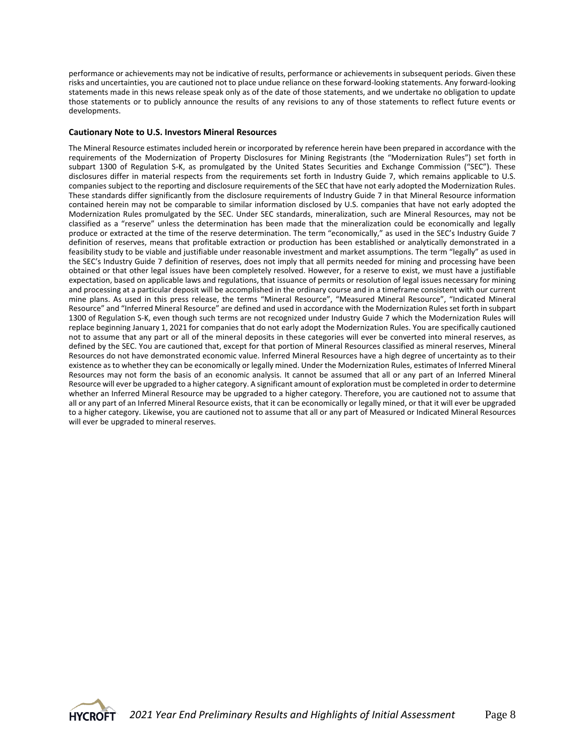performance or achievements may not be indicative of results, performance or achievements in subsequent periods. Given these risks and uncertainties, you are cautioned not to place undue reliance on these forward-looking statements. Any forward-looking statements made in this news release speak only as of the date of those statements, and we undertake no obligation to update those statements or to publicly announce the results of any revisions to any of those statements to reflect future events or developments.

**Cautionary Note to U.S. Investors Mineral Resources**

The Mineral Resource estimates included herein or incorporated by reference herein have been prepared in accordance with the requirements of the Modernization of Property Disclosures for Mining Registrants (the "Modernization Rules") set forth in subpart 1300 of Regulation S-K, as promulgated by the United States Securities and Exchange Commission ("SEC"). These disclosures differ in material respects from the requirements set forth in Industry Guide 7, which remains applicable to U.S. companies subject to the reporting and disclosure requirements of the SEC that have not early adopted the Modernization Rules. These standards differ significantly from the disclosure requirements of Industry Guide 7 in that Mineral Resource information contained herein may not be comparable to similar information disclosed by U.S. companies that have not early adopted the Modernization Rules promulgated by the SEC. Under SEC standards, mineralization, such are Mineral Resources, may not be classified as a "reserve" unless the determination has been made that the mineralization could be economically and legally produce or extracted at the time of the reserve determination. The term "economically," as used in the SEC's Industry Guide 7 definition of reserves, means that profitable extraction or production has been established or analytically demonstrated in a feasibility study to be viable and justifiable under reasonable investment and market assumptions. The term "legally" as used in the SEC's Industry Guide 7 definition of reserves, does not imply that all permits needed for mining and processing have been obtained or that other legal issues have been completely resolved. However, for a reserve to exist, we must have a justifiable expectation, based on applicable laws and regulations, that issuance of permits or resolution of legal issues necessary for mining and processing at a particular deposit will be accomplished in the ordinary course and in a timeframe consistent with our current mine plans. As used in this press release, the terms "Mineral Resource", "Measured Mineral Resource", "Indicated Mineral Resource" and "Inferred Mineral Resource" are defined and used in accordance with the Modernization Rules set forth in subpart 1300 of Regulation S-K, even though such terms are not recognized under Industry Guide 7 which the Modernization Rules will replace beginning January 1, 2021 for companies that do not early adopt the Modernization Rules. You are specifically cautioned not to assume that any part or all of the mineral deposits in these categories will ever be converted into mineral reserves, as defined by the SEC. You are cautioned that, except for that portion of Mineral Resources classified as mineral reserves, Mineral Resources do not have demonstrated economic value. Inferred Mineral Resources have a high degree of uncertainty as to their existence as to whether they can be economically or legally mined. Under the Modernization Rules, estimates of Inferred Mineral Resources may not form the basis of an economic analysis. It cannot be assumed that all or any part of an Inferred Mineral Resource will ever be upgraded to a higher category. A significant amount of exploration must be completed in order to determine whether an Inferred Mineral Resource may be upgraded to a higher category. Therefore, you are cautioned not to assume that all or any part of an Inferred Mineral Resource exists, that it can be economically or legally mined, or that it will ever be upgraded to a higher category. Likewise, you are cautioned not to assume that all or any part of Measured or Indicated Mineral Resources will ever be upgraded to mineral reserves.